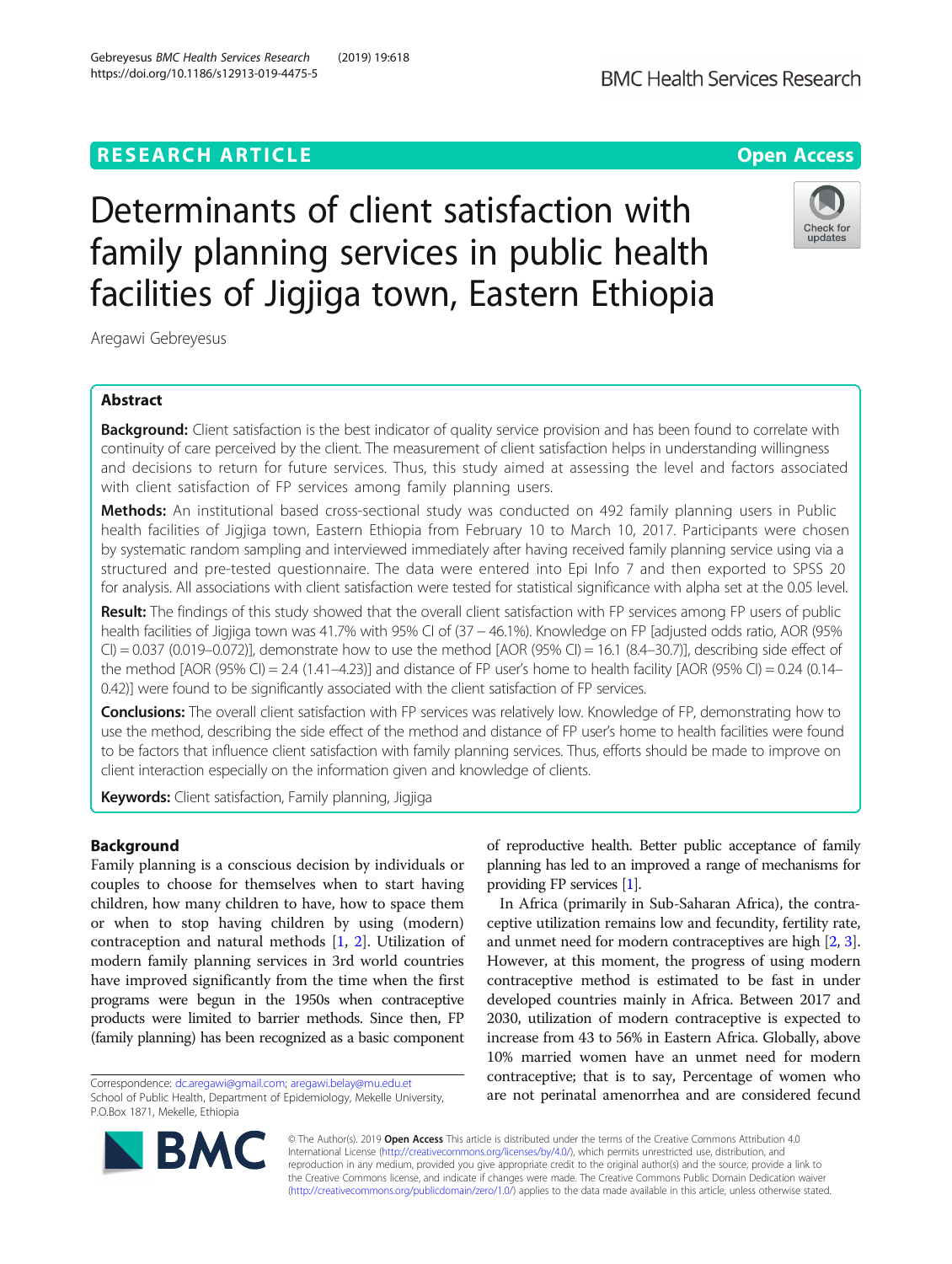RESEARCH ARTICLE

Open Access

# Determinants of client satisfaction with family planning services in public health facilities of Jigjiga town, Eastern Ethiopia

Aregawi Gebreyesus

## Abstract

**Background:** Client satisfaction is the best indicator of quality service provision and has been found to correlate with continuity of care perceived by the client. The measurement of client satisfaction helps in understanding willingness and decisions to return for future services. Thus, this study aimed at assessing the level and factors associated with client satisfaction of FP services among family planning users.

**Methods:** An institutional based cross-sectional study was conducted on 492 family planning users in Public health facilities of Jigjiga town, Eastern Ethiopia from February 10 to March 10, 2017. Participants were chosen by systematic random sampling and interviewed immediately after having received family planning service using via a structured and pre-tested questionnaire. The data were entered into Epi Info 7 and then exported to SPSS 20 for analysis. All associations with client satisfaction were tested for statistical significance with alpha set at the 0.05 level.

**Result:** The findings of this study showed that the overall client satisfaction with FP services among FP users of public health facilities of Jigjiga town was 41.7% with 95% CI of (37 – 46.1%). Knowledge on FP [adjusted odds ratio, AOR (95% CI) = 0.037 (0.019–0.072)], demonstrate how to use the method [AOR (95% CI) = 16.1 (8.4–30.7)], describing side effect of the method [AOR (95% CI) = 2.4 (1.41–4.23)] and distance of FP user's home to health facility [AOR (95% CI) = 0.24 (0.14–0.42)] were found to be significantly associated with the client satisfaction of FP services.

**Conclusions:** The overall client satisfaction with FP services was relatively low. Knowledge of FP, demonstrating how to use the method, describing the side effect of the method and distance of FP user's home to health facilities were found to be factors that influence client satisfaction with family planning services. Thus, efforts should be made to improve on client interaction especially on the information given and knowledge of clients.

**Keywords:** Client satisfaction, Family planning, Jigjiga

## Background

Family planning is a conscious decision by individuals or couples to choose for themselves when to start having children, how many children to have, how to space them or when to stop having children by using (modern) contraception and natural methods [1, 2]. Utilization of modern family planning services in 3rd world countries have improved significantly from the time when the first programs were begun in the 1950s when contraceptive products were limited to barrier methods. Since then, FP (family planning) has been recognized as a basic component of reproductive health. Better public acceptance of family planning has led to an improved a range of mechanisms for providing FP services [1].

In Africa (primarily in Sub-Saharan Africa), the contraceptive utilization remains low and fecundity, fertility rate, and unmet need for modern contraceptives are high [2, 3]. However, at this moment, the progress of using modern contraceptive method is estimated to be fast in under developed countries mainly in Africa. Between 2017 and 2030, utilization of modern contraceptive is expected to increase from 43 to 56% in Eastern Africa. Globally, above 10% married women have an unmet need for modern contraceptive; that is to say, Percentage of women who are not perinatal amenorrhea and are considered fecund

Correspondence: dc.aregawi@gmail.com; aregawi.belay@mu.edu.et
School of Public Health, Department of Epidemiology, Mekelle University, P.O.Box 1871, Mekelle, Ethiopia

© The Author(s). 2019 **Open Access** This article is distributed under the terms of the Creative Commons Attribution 4.0 International License (http://creativecommons.org/licenses/by/4.0/), which permits unrestricted use, distribution, and reproduction in any medium, provided you give appropriate credit to the original author(s) and the source, provide a link to the Creative Commons license, and indicate if changes were made. The Creative Commons Public Domain Dedication waiver (http://creativecommons.org/publicdomain/zero/1.0/) applies to the data made available in this article, unless otherwise stated.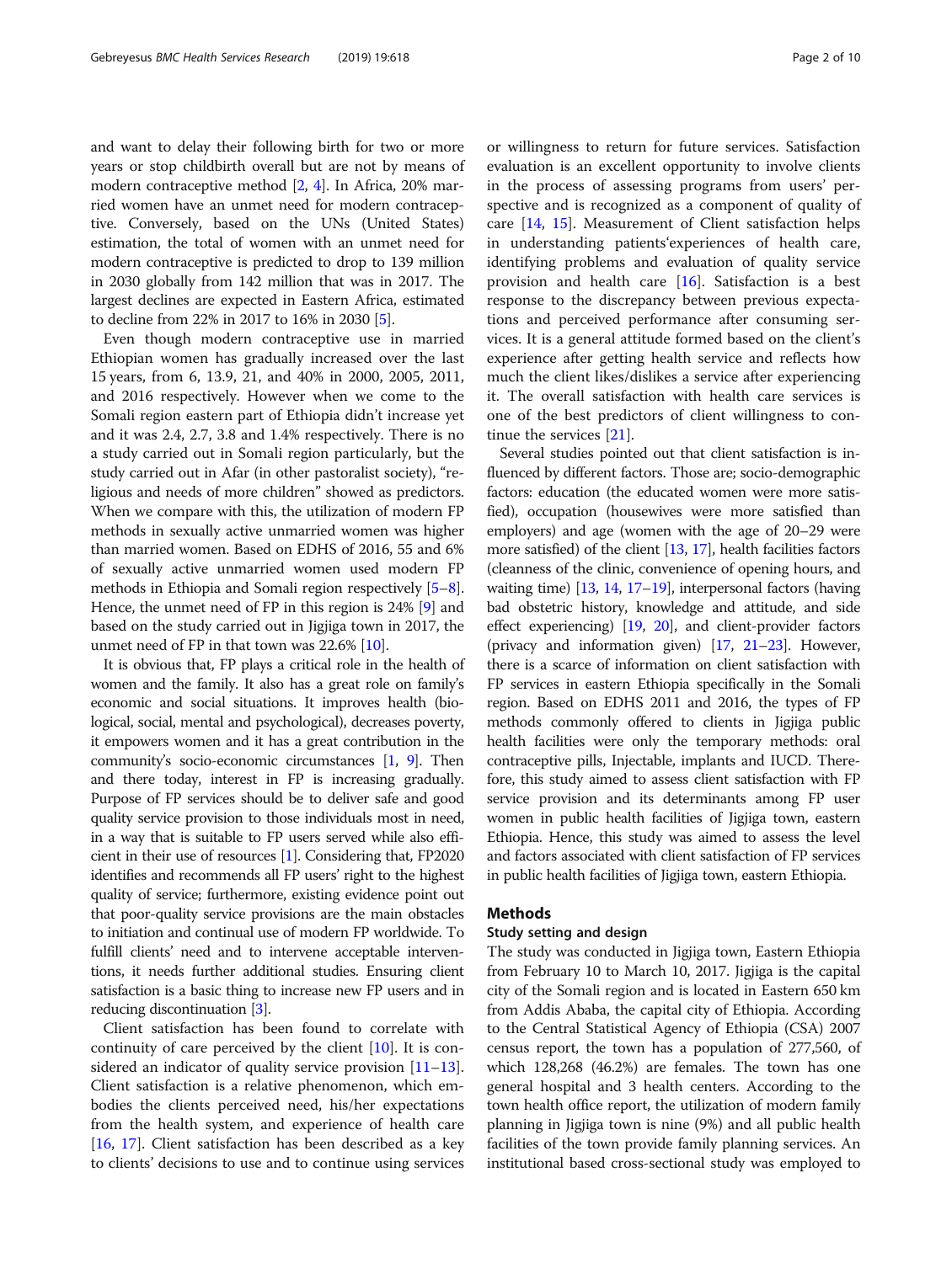and want to delay their following birth for two or more years or stop childbirth overall but are not by means of modern contraceptive method [2, 4]. In Africa, 20% married women have an unmet need for modern contraceptive. Conversely, based on the UNs (United States) estimation, the total of women with an unmet need for modern contraceptive is predicted to drop to 139 million in 2030 globally from 142 million that was in 2017. The largest declines are expected in Eastern Africa, estimated to decline from 22% in 2017 to 16% in 2030 [5].

Even though modern contraceptive use in married Ethiopian women has gradually increased over the last 15 years, from 6, 13.9, 21, and 40% in 2000, 2005, 2011, and 2016 respectively. However when we come to the Somali region eastern part of Ethiopia didn't increase yet and it was 2.4, 2.7, 3.8 and 1.4% respectively. There is no a study carried out in Somali region particularly, but the study carried out in Afar (in other pastoralist society), "religious and needs of more children" showed as predictors. When we compare with this, the utilization of modern FP methods in sexually active unmarried women was higher than married women. Based on EDHS of 2016, 55 and 6% of sexually active unmarried women used modern FP methods in Ethiopia and Somali region respectively [5–8]. Hence, the unmet need of FP in this region is 24% [9] and based on the study carried out in Jigjiga town in 2017, the unmet need of FP in that town was 22.6% [10].

It is obvious that, FP plays a critical role in the health of women and the family. It also has a great role on family's economic and social situations. It improves health (biological, social, mental and psychological), decreases poverty, it empowers women and it has a great contribution in the community's socio-economic circumstances [1, 9]. Then and there today, interest in FP is increasing gradually. Purpose of FP services should be to deliver safe and good quality service provision to those individuals most in need, in a way that is suitable to FP users served while also efficient in their use of resources [1]. Considering that, FP2020 identifies and recommends all FP users' right to the highest quality of service; furthermore, existing evidence point out that poor-quality service provisions are the main obstacles to initiation and continual use of modern FP worldwide. To fulfill clients' need and to intervene acceptable interventions, it needs further additional studies. Ensuring client satisfaction is a basic thing to increase new FP users and in reducing discontinuation [3].

Client satisfaction has been found to correlate with continuity of care perceived by the client [10]. It is considered an indicator of quality service provision [11–13]. Client satisfaction is a relative phenomenon, which embodies the clients perceived need, his/her expectations from the health system, and experience of health care [16, 17]. Client satisfaction has been described as a key to clients' decisions to use and to continue using services or willingness to return for future services. Satisfaction evaluation is an excellent opportunity to involve clients in the process of assessing programs from users' perspective and is recognized as a component of quality of care [14, 15]. Measurement of Client satisfaction helps in understanding patients'experiences of health care, identifying problems and evaluation of quality service provision and health care [16]. Satisfaction is a best response to the discrepancy between previous expectations and perceived performance after consuming services. It is a general attitude formed based on the client's experience after getting health service and reflects how much the client likes/dislikes a service after experiencing it. The overall satisfaction with health care services is one of the best predictors of client willingness to continue the services [21].

Several studies pointed out that client satisfaction is influenced by different factors. Those are; socio-demographic factors: education (the educated women were more satisfied), occupation (housewives were more satisfied than employers) and age (women with the age of 20–29 were more satisfied) of the client [13, 17], health facilities factors (cleanness of the clinic, convenience of opening hours, and waiting time) [13, 14, 17–19], interpersonal factors (having bad obstetric history, knowledge and attitude, and side effect experiencing) [19, 20], and client-provider factors (privacy and information given) [17, 21–23]. However, there is a scarce of information on client satisfaction with FP services in eastern Ethiopia specifically in the Somali region. Based on EDHS 2011 and 2016, the types of FP methods commonly offered to clients in Jigjiga public health facilities were only the temporary methods: oral contraceptive pills, Injectable, implants and IUCD. Therefore, this study aimed to assess client satisfaction with FP service provision and its determinants among FP user women in public health facilities of Jigjiga town, eastern Ethiopia. Hence, this study was aimed to assess the level and factors associated with client satisfaction of FP services in public health facilities of Jigjiga town, eastern Ethiopia.

## Methods

### Study setting and design

The study was conducted in Jigjiga town, Eastern Ethiopia from February 10 to March 10, 2017. Jigjiga is the capital city of the Somali region and is located in Eastern 650 km from Addis Ababa, the capital city of Ethiopia. According to the Central Statistical Agency of Ethiopia (CSA) 2007 census report, the town has a population of 277,560, of which 128,268 (46.2%) are females. The town has one general hospital and 3 health centers. According to the town health office report, the utilization of modern family planning in Jigjiga town is nine (9%) and all public health facilities of the town provide family planning services. An institutional based cross-sectional study was employed to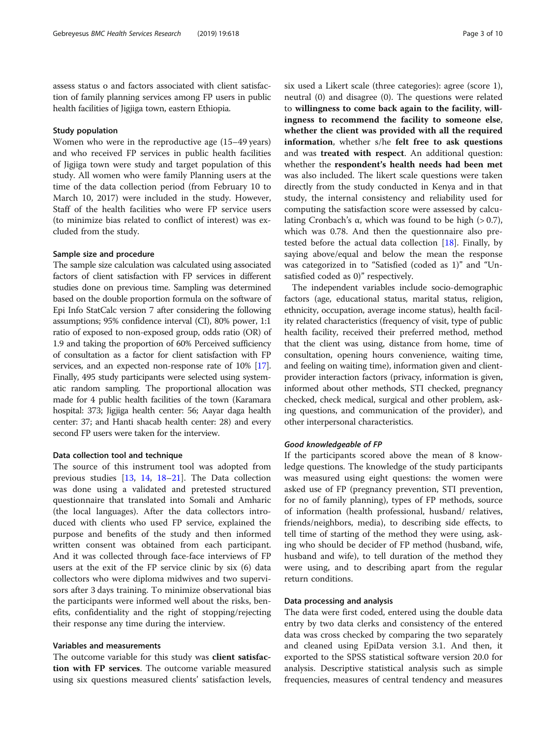assess status o and factors associated with client satisfaction of family planning services among FP users in public health facilities of Jigjiga town, eastern Ethiopia.

### Study population

Women who were in the reproductive age (15–49 years) and who received FP services in public health facilities of Jigjiga town were study and target population of this study. All women who were family Planning users at the time of the data collection period (from February 10 to March 10, 2017) were included in the study. However, Staff of the health facilities who were FP service users (to minimize bias related to conflict of interest) was excluded from the study.

### Sample size and procedure

The sample size calculation was calculated using associated factors of client satisfaction with FP services in different studies done on previous time. Sampling was determined based on the double proportion formula on the software of Epi Info StatCalc version 7 after considering the following assumptions; 95% confidence interval (CI), 80% power, 1:1 ratio of exposed to non-exposed group, odds ratio (OR) of 1.9 and taking the proportion of 60% Perceived sufficiency of consultation as a factor for client satisfaction with FP services, and an expected non-response rate of 10% [17]. Finally, 495 study participants were selected using systematic random sampling. The proportional allocation was made for 4 public health facilities of the town (Karamara hospital: 373; Jigjiga health center: 56; Aayar daga health center: 37; and Hanti shacab health center: 28) and every second FP users were taken for the interview.

### Data collection tool and technique

The source of this instrument tool was adopted from previous studies [13, 14, 18–21]. The Data collection was done using a validated and pretested structured questionnaire that translated into Somali and Amharic (the local languages). After the data collectors introduced with clients who used FP service, explained the purpose and benefits of the study and then informed written consent was obtained from each participant. And it was collected through face-face interviews of FP users at the exit of the FP service clinic by six (6) data collectors who were diploma midwives and two supervisors after 3 days training. To minimize observational bias the participants were informed well about the risks, benefits, confidentiality and the right of stopping/rejecting their response any time during the interview.

### Variables and measurements

The outcome variable for this study was **client satisfaction with FP services**. The outcome variable measured using six questions measured clients' satisfaction levels, six used a Likert scale (three categories): agree (score 1), neutral (0) and disagree (0). The questions were related to **willingness to come back again to the facility**, **willingness to recommend the facility to someone else**, **whether the client was provided with all the required information**, whether s/he **felt free to ask questions** and was **treated with respect**. An additional question: whether the **respondent's health needs had been met** was also included. The likert scale questions were taken directly from the study conducted in Kenya and in that study, the internal consistency and reliability used for computing the satisfaction score were assessed by calculating Cronbach's α, which was found to be high (> 0.7), which was 0.78. And then the questionnaire also pretested before the actual data collection [18]. Finally, by saying above/equal and below the mean the response was categorized in to "Satisfied (coded as 1)" and "Unsatisfied coded as 0)" respectively.

The independent variables include socio-demographic factors (age, educational status, marital status, religion, ethnicity, occupation, average income status), health facility related characteristics (frequency of visit, type of public health facility, received their preferred method, method that the client was using, distance from home, time of consultation, opening hours convenience, waiting time, and feeling on waiting time), information given and client-provider interaction factors (privacy, information is given, informed about other methods, STI checked, pregnancy checked, check medical, surgical and other problem, asking questions, and communication of the provider), and other interpersonal characteristics.

#### *Good knowledgeable of FP*

If the participants scored above the mean of 8 knowledge questions. The knowledge of the study participants was measured using eight questions: the women were asked use of FP (pregnancy prevention, STI prevention, for no of family planning), types of FP methods, source of information (health professional, husband/ relatives, friends/neighbors, media), to describing side effects, to tell time of starting of the method they were using, asking who should be decider of FP method (husband, wife, husband and wife), to tell duration of the method they were using, and to describing apart from the regular return conditions.

### Data processing and analysis

The data were first coded, entered using the double data entry by two data clerks and consistency of the entered data was cross checked by comparing the two separately and cleaned using EpiData version 3.1. And then, it exported to the SPSS statistical software version 20.0 for analysis. Descriptive statistical analysis such as simple frequencies, measures of central tendency and measures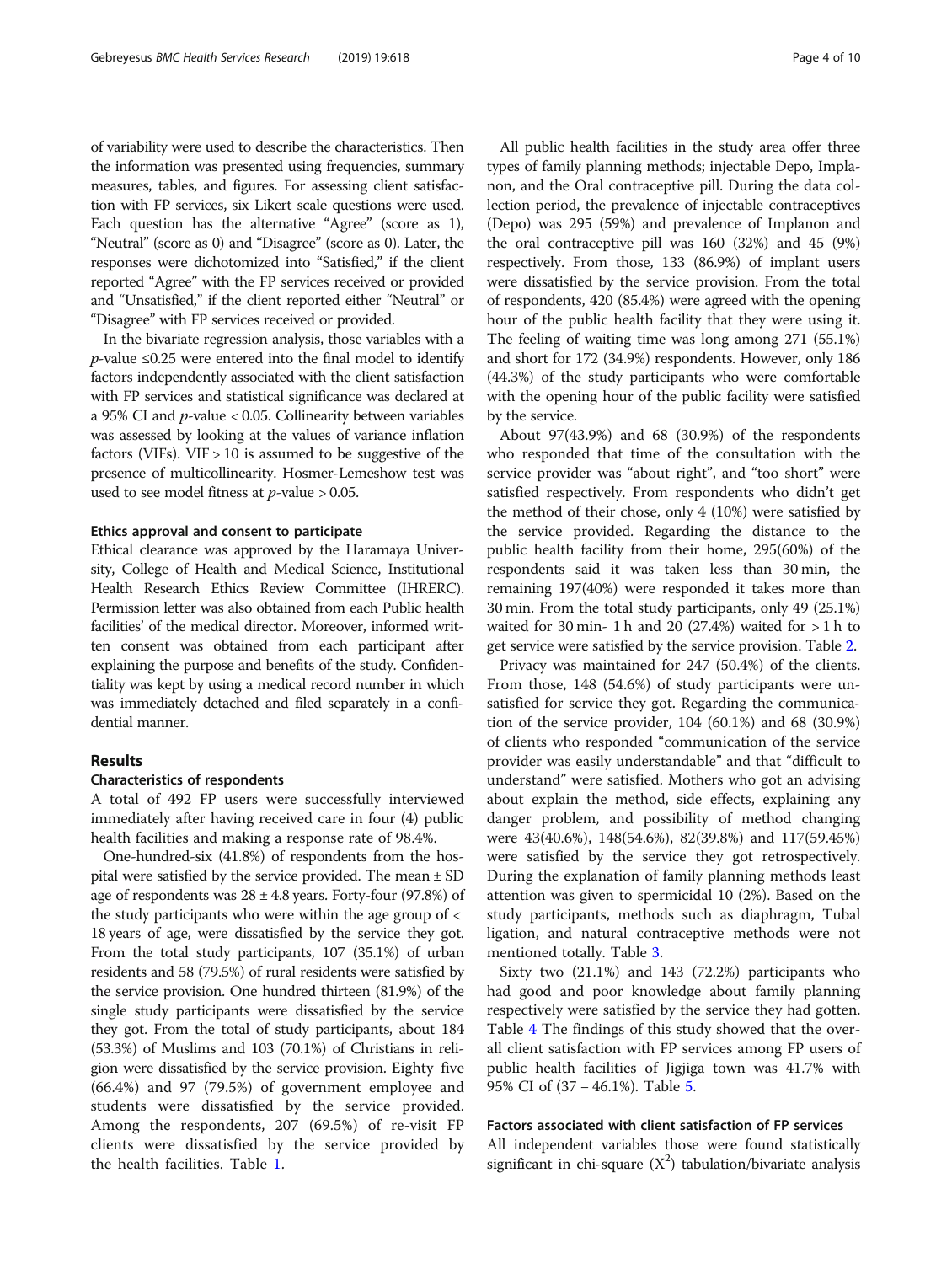of variability were used to describe the characteristics. Then the information was presented using frequencies, summary measures, tables, and figures. For assessing client satisfaction with FP services, six Likert scale questions were used. Each question has the alternative "Agree" (score as 1), "Neutral" (score as 0) and "Disagree" (score as 0). Later, the responses were dichotomized into "Satisfied," if the client reported "Agree" with the FP services received or provided and "Unsatisfied," if the client reported either "Neutral" or "Disagree" with FP services received or provided.

In the bivariate regression analysis, those variables with a $p$-value ≤0.25 were entered into the final model to identify factors independently associated with the client satisfaction with FP services and statistical significance was declared at a 95% CI and $p$-value < 0.05. Collinearity between variables was assessed by looking at the values of variance inflation factors (VIFs). VIF > 10 is assumed to be suggestive of the presence of multicollinearity. Hosmer-Lemeshow test was used to see model fitness at $p$-value > 0.05.

### Ethics approval and consent to participate

Ethical clearance was approved by the Haramaya University, College of Health and Medical Science, Institutional Health Research Ethics Review Committee (IHRERC). Permission letter was also obtained from each Public health facilities' of the medical director. Moreover, informed written consent was obtained from each participant after explaining the purpose and benefits of the study. Confidentiality was kept by using a medical record number in which was immediately detached and filed separately in a confidential manner.

## Results

### Characteristics of respondents

A total of 492 FP users were successfully interviewed immediately after having received care in four (4) public health facilities and making a response rate of 98.4%.

One-hundred-six (41.8%) of respondents from the hospital were satisfied by the service provided. The mean ± SD age of respondents was 28 ± 4.8 years. Forty-four (97.8%) of the study participants who were within the age group of < 18 years of age, were dissatisfied by the service they got. From the total study participants, 107 (35.1%) of urban residents and 58 (79.5%) of rural residents were satisfied by the service provision. One hundred thirteen (81.9%) of the single study participants were dissatisfied by the service they got. From the total of study participants, about 184 (53.3%) of Muslims and 103 (70.1%) of Christians in religion were dissatisfied by the service provision. Eighty five (66.4%) and 97 (79.5%) of government employee and students were dissatisfied by the service provided. Among the respondents, 207 (69.5%) of re-visit FP clients were dissatisfied by the service provided by the health facilities. Table 1.

All public health facilities in the study area offer three types of family planning methods; injectable Depo, Implanon, and the Oral contraceptive pill. During the data collection period, the prevalence of injectable contraceptives (Depo) was 295 (59%) and prevalence of Implanon and the oral contraceptive pill was 160 (32%) and 45 (9%) respectively. From those, 133 (86.9%) of implant users were dissatisfied by the service provision. From the total of respondents, 420 (85.4%) were agreed with the opening hour of the public health facility that they were using it. The feeling of waiting time was long among 271 (55.1%) and short for 172 (34.9%) respondents. However, only 186 (44.3%) of the study participants who were comfortable with the opening hour of the public facility were satisfied by the service.

About 97(43.9%) and 68 (30.9%) of the respondents who responded that time of the consultation with the service provider was "about right", and "too short" were satisfied respectively. From respondents who didn't get the method of their chose, only 4 (10%) were satisfied by the service provided. Regarding the distance to the public health facility from their home, 295(60%) of the respondents said it was taken less than 30 min, the remaining 197(40%) were responded it takes more than 30 min. From the total study participants, only 49 (25.1%) waited for 30 min- 1 h and 20 (27.4%) waited for > 1 h to get service were satisfied by the service provision. Table 2.

Privacy was maintained for 247 (50.4%) of the clients. From those, 148 (54.6%) of study participants were unsatisfied for service they got. Regarding the communication of the service provider, 104 (60.1%) and 68 (30.9%) of clients who responded "communication of the service provider was easily understandable" and that "difficult to understand" were satisfied. Mothers who got an advising about explain the method, side effects, explaining any danger problem, and possibility of method changing were 43(40.6%), 148(54.6%), 82(39.8%) and 117(59.45%) were satisfied by the service they got retrospectively. During the explanation of family planning methods least attention was given to spermicidal 10 (2%). Based on the study participants, methods such as diaphragm, Tubal ligation, and natural contraceptive methods were not mentioned totally. Table 3.

Sixty two (21.1%) and 143 (72.2%) participants who had good and poor knowledge about family planning respectively were satisfied by the service they had gotten. Table 4 The findings of this study showed that the overall client satisfaction with FP services among FP users of public health facilities of Jigjiga town was 41.7% with 95% CI of (37 – 46.1%). Table 5.

### Factors associated with client satisfaction of FP services

All independent variables those were found statistically significant in chi-square ($X^2$) tabulation/bivariate analysis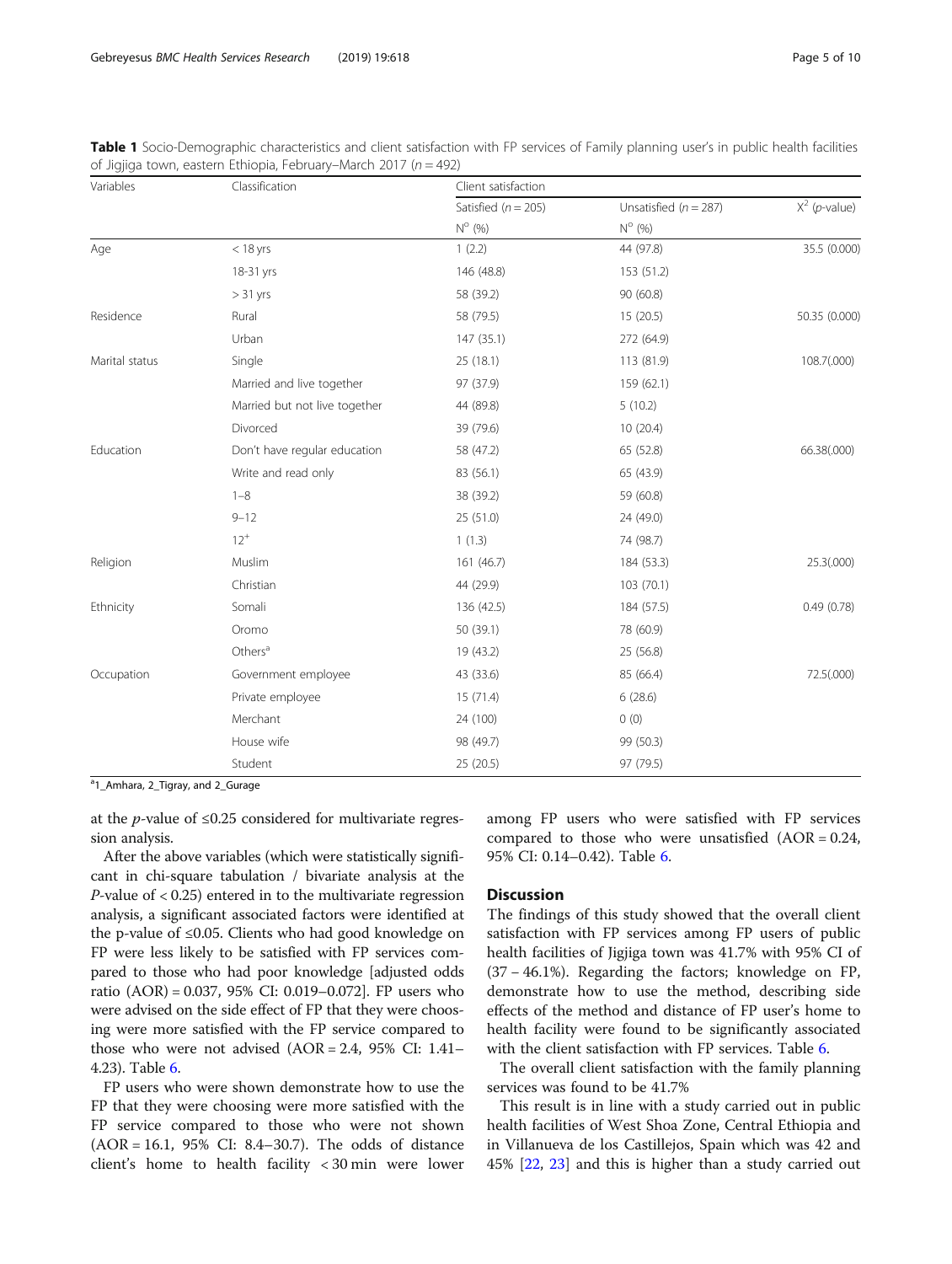**Table 1** Socio-Demographic characteristics and client satisfaction with FP services of Family planning user's in public health facilities of Jigjiga town, eastern Ethiopia, February–March 2017 ($n = 492$)

| Variables | Classification | Client satisfaction | | |
|---|---|---|---|---|
| | | Satisfied ($n = 205$) | Unsatisfied ($n = 287$) | $X^2$ (*p*-value) |
| | | N° (%) | N° (%) | |
| Age | < 18 yrs | 1 (2.2) | 44 (97.8) | 35.5 (0.000) |
| | 18-31 yrs | 146 (48.8) | 153 (51.2) | |
| | > 31 yrs | 58 (39.2) | 90 (60.8) | |
| Residence | Rural | 58 (79.5) | 15 (20.5) | 50.35 (0.000) |
| | Urban | 147 (35.1) | 272 (64.9) | |
| Marital status | Single | 25 (18.1) | 113 (81.9) | 108.7(.000) |
| | Married and live together | 97 (37.9) | 159 (62.1) | |
| | Married but not live together | 44 (89.8) | 5 (10.2) | |
| | Divorced | 39 (79.6) | 10 (20.4) | |
| Education | Don't have regular education | 58 (47.2) | 65 (52.8) | 66.38(.000) |
| | Write and read only | 83 (56.1) | 65 (43.9) | |
| | 1–8 | 38 (39.2) | 59 (60.8) | |
| | 9–12 | 25 (51.0) | 24 (49.0) | |
| | 12+ | 1 (1.3) | 74 (98.7) | |
| Religion | Muslim | 161 (46.7) | 184 (53.3) | 25.3(.000) |
| | Christian | 44 (29.9) | 103 (70.1) | |
| Ethnicity | Somali | 136 (42.5) | 184 (57.5) | 0.49 (0.78) |
| | Oromo | 50 (39.1) | 78 (60.9) | |
| | Others[a] | 19 (43.2) | 25 (56.8) | |
| Occupation | Government employee | 43 (33.6) | 85 (66.4) | 72.5(.000) |
| | Private employee | 15 (71.4) | 6 (28.6) | |
| | Merchant | 24 (100) | 0 (0) | |
| | House wife | 98 (49.7) | 99 (50.3) | |
| | Student | 25 (20.5) | 97 (79.5) | |

[a]1_Amhara, 2_Tigray, and 2_Gurage

at the *p*-value of ≤0.25 considered for multivariate regression analysis.

After the above variables (which were statistically significant in chi-square tabulation / bivariate analysis at the *P*-value of < 0.25) entered in to the multivariate regression analysis, a significant associated factors were identified at the p-value of ≤0.05. Clients who had good knowledge on FP were less likely to be satisfied with FP services compared to those who had poor knowledge [adjusted odds ratio (AOR) = 0.037, 95% CI: 0.019–0.072]. FP users who were advised on the side effect of FP that they were choosing were more satisfied with the FP service compared to those who were not advised (AOR = 2.4, 95% CI: 1.41–4.23). Table 6.

FP users who were shown demonstrate how to use the FP that they were choosing were more satisfied with the FP service compared to those who were not shown (AOR = 16.1, 95% CI: 8.4–30.7). The odds of distance client's home to health facility < 30 min were lower among FP users who were satisfied with FP services compared to those who were unsatisfied (AOR = 0.24, 95% CI: 0.14–0.42). Table 6.

## Discussion

The findings of this study showed that the overall client satisfaction with FP services among FP users of public health facilities of Jigjiga town was 41.7% with 95% CI of (37 – 46.1%). Regarding the factors; knowledge on FP, demonstrate how to use the method, describing side effects of the method and distance of FP user's home to health facility were found to be significantly associated with the client satisfaction with FP services. Table 6.

The overall client satisfaction with the family planning services was found to be 41.7%

This result is in line with a study carried out in public health facilities of West Shoa Zone, Central Ethiopia and in Villanueva de los Castillejos, Spain which was 42 and 45% [22, 23] and this is higher than a study carried out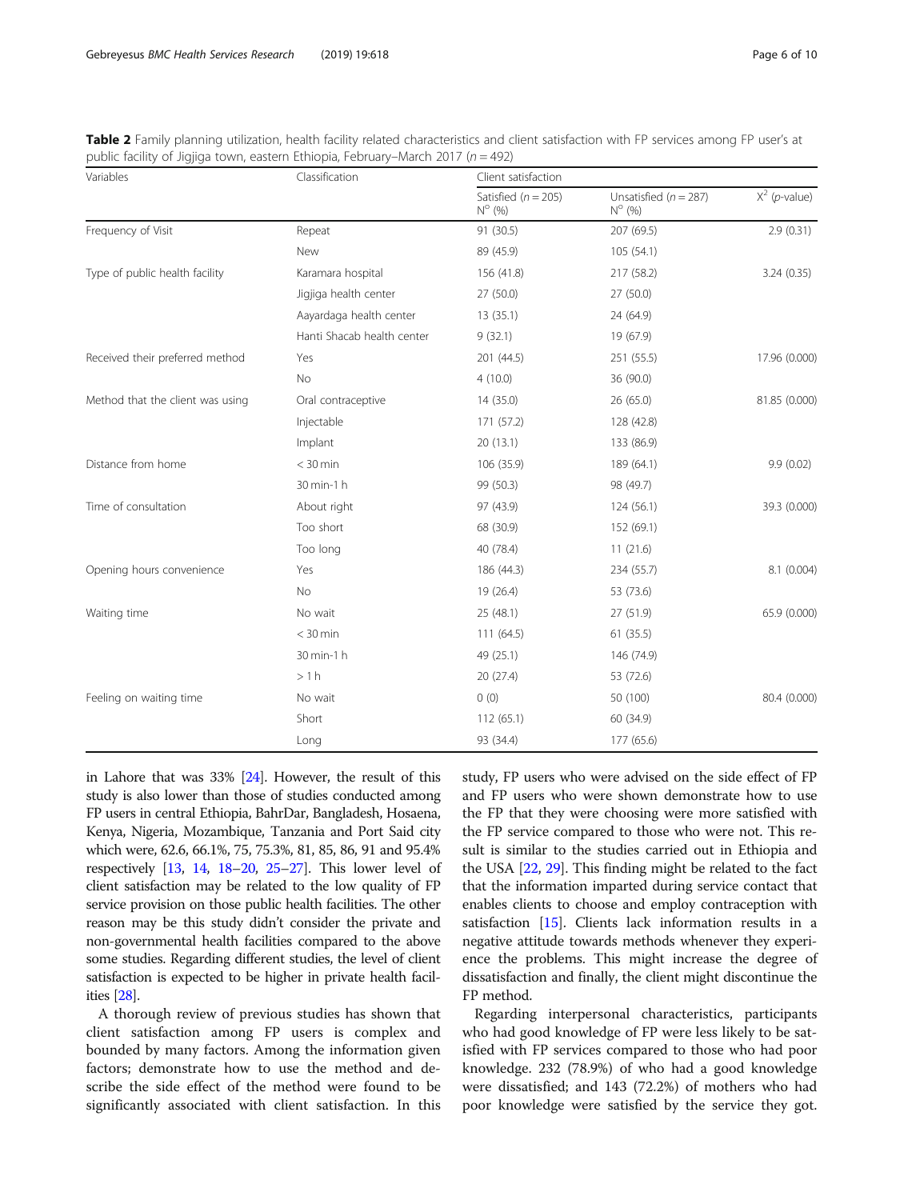**Table 2** Family planning utilization, health facility related characteristics and client satisfaction with FP services among FP user's at public facility of Jigjiga town, eastern Ethiopia, February–March 2017 ($n = 492$)

| Variables | Classification | Client satisfaction | | |
|---|---|---|---|---|
| | | Satisfied ($n = 205$) N° (%) | Unsatisfied ($n = 287$) N° (%) | $X^2$ (p-value) |
| Frequency of Visit | Repeat | 91 (30.5) | 207 (69.5) | 2.9 (0.31) |
| | New | 89 (45.9) | 105 (54.1) | |
| Type of public health facility | Karamara hospital | 156 (41.8) | 217 (58.2) | 3.24 (0.35) |
| | Jigjiga health center | 27 (50.0) | 27 (50.0) | |
| | Aayardaga health center | 13 (35.1) | 24 (64.9) | |
| | Hanti Shacab health center | 9 (32.1) | 19 (67.9) | |
| Received their preferred method | Yes | 201 (44.5) | 251 (55.5) | 17.96 (0.000) |
| | No | 4 (10.0) | 36 (90.0) | |
| Method that the client was using | Oral contraceptive | 14 (35.0) | 26 (65.0) | 81.85 (0.000) |
| | Injectable | 171 (57.2) | 128 (42.8) | |
| | Implant | 20 (13.1) | 133 (86.9) | |
| Distance from home | < 30 min | 106 (35.9) | 189 (64.1) | 9.9 (0.02) |
| | 30 min-1 h | 99 (50.3) | 98 (49.7) | |
| Time of consultation | About right | 97 (43.9) | 124 (56.1) | 39.3 (0.000) |
| | Too short | 68 (30.9) | 152 (69.1) | |
| | Too long | 40 (78.4) | 11 (21.6) | |
| Opening hours convenience | Yes | 186 (44.3) | 234 (55.7) | 8.1 (0.004) |
| | No | 19 (26.4) | 53 (73.6) | |
| Waiting time | No wait | 25 (48.1) | 27 (51.9) | 65.9 (0.000) |
| | < 30 min | 111 (64.5) | 61 (35.5) | |
| | 30 min-1 h | 49 (25.1) | 146 (74.9) | |
| | > 1 h | 20 (27.4) | 53 (72.6) | |
| Feeling on waiting time | No wait | 0 (0) | 50 (100) | 80.4 (0.000) |
| | Short | 112 (65.1) | 60 (34.9) | |
| | Long | 93 (34.4) | 177 (65.6) | |

in Lahore that was 33% [24]. However, the result of this study is also lower than those of studies conducted among FP users in central Ethiopia, BahrDar, Bangladesh, Hosaena, Kenya, Nigeria, Mozambique, Tanzania and Port Said city which were, 62.6, 66.1%, 75, 75.3%, 81, 85, 86, 91 and 95.4% respectively [13, 14, 18–20, 25–27]. This lower level of client satisfaction may be related to the low quality of FP service provision on those public health facilities. The other reason may be this study didn't consider the private and non-governmental health facilities compared to the above some studies. Regarding different studies, the level of client satisfaction is expected to be higher in private health facilities [28].

A thorough review of previous studies has shown that client satisfaction among FP users is complex and bounded by many factors. Among the information given factors; demonstrate how to use the method and describe the side effect of the method were found to be significantly associated with client satisfaction. In this study, FP users who were advised on the side effect of FP and FP users who were shown demonstrate how to use the FP that they were choosing were more satisfied with the FP service compared to those who were not. This result is similar to the studies carried out in Ethiopia and the USA [22, 29]. This finding might be related to the fact that the information imparted during service contact that enables clients to choose and employ contraception with satisfaction [15]. Clients lack information results in a negative attitude towards methods whenever they experience the problems. This might increase the degree of dissatisfaction and finally, the client might discontinue the FP method.

Regarding interpersonal characteristics, participants who had good knowledge of FP were less likely to be satisfied with FP services compared to those who had poor knowledge. 232 (78.9%) of who had a good knowledge were dissatisfied; and 143 (72.2%) of mothers who had poor knowledge were satisfied by the service they got.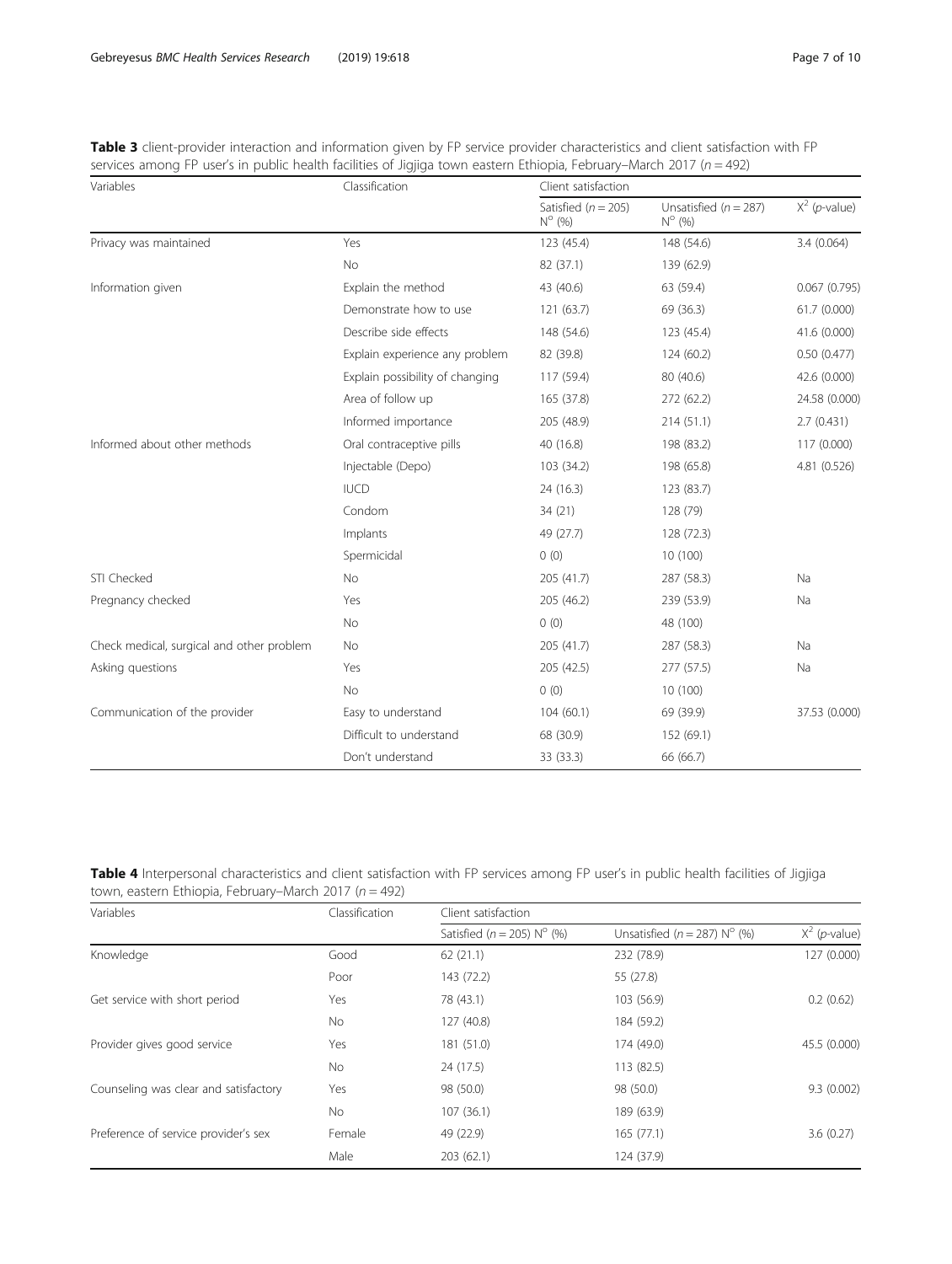**Table 3** client-provider interaction and information given by FP service provider characteristics and client satisfaction with FP services among FP user's in public health facilities of Jigjiga town eastern Ethiopia, February–March 2017 ($n = 492$)

| Variables | Classification | Client satisfaction | | |
|---|---|---|---|---|
| | | Satisfied ($n = 205$) N° (%) | Unsatisfied ($n = 287$) N° (%) | $X^2$ (*p*-value) |
| Privacy was maintained | Yes | 123 (45.4) | 148 (54.6) | 3.4 (0.064) |
| | No | 82 (37.1) | 139 (62.9) | |
| Information given | Explain the method | 43 (40.6) | 63 (59.4) | 0.067 (0.795) |
| | Demonstrate how to use | 121 (63.7) | 69 (36.3) | 61.7 (0.000) |
| | Describe side effects | 148 (54.6) | 123 (45.4) | 41.6 (0.000) |
| | Explain experience any problem | 82 (39.8) | 124 (60.2) | 0.50 (0.477) |
| | Explain possibility of changing | 117 (59.4) | 80 (40.6) | 42.6 (0.000) |
| | Area of follow up | 165 (37.8) | 272 (62.2) | 24.58 (0.000) |
| | Informed importance | 205 (48.9) | 214 (51.1) | 2.7 (0.431) |
| Informed about other methods | Oral contraceptive pills | 40 (16.8) | 198 (83.2) | 117 (0.000) |
| | Injectable (Depo) | 103 (34.2) | 198 (65.8) | 4.81 (0.526) |
| | IUCD | 24 (16.3) | 123 (83.7) | |
| | Condom | 34 (21) | 128 (79) | |
| | Implants | 49 (27.7) | 128 (72.3) | |
| | Spermicidal | 0 (0) | 10 (100) | |
| STI Checked | No | 205 (41.7) | 287 (58.3) | Na |
| Pregnancy checked | Yes | 205 (46.2) | 239 (53.9) | Na |
| | No | 0 (0) | 48 (100) | |
| Check medical, surgical and other problem | No | 205 (41.7) | 287 (58.3) | Na |
| Asking questions | Yes | 205 (42.5) | 277 (57.5) | Na |
| | No | 0 (0) | 10 (100) | |
| Communication of the provider | Easy to understand | 104 (60.1) | 69 (39.9) | 37.53 (0.000) |
| | Difficult to understand | 68 (30.9) | 152 (69.1) | |
| | Don't understand | 33 (33.3) | 66 (66.7) | |

**Table 4** Interpersonal characteristics and client satisfaction with FP services among FP user's in public health facilities of Jigjiga town, eastern Ethiopia, February–March 2017 ($n = 492$)

| Variables | Classification | Client satisfaction | | |
|---|---|---|---|---|
| | | Satisfied ($n = 205$) N° (%) | Unsatisfied ($n = 287$) N° (%) | $X^2$ (*p*-value) |
| Knowledge | Good | 62 (21.1) | 232 (78.9) | 127 (0.000) |
| | Poor | 143 (72.2) | 55 (27.8) | |
| Get service with short period | Yes | 78 (43.1) | 103 (56.9) | 0.2 (0.62) |
| | No | 127 (40.8) | 184 (59.2) | |
| Provider gives good service | Yes | 181 (51.0) | 174 (49.0) | 45.5 (0.000) |
| | No | 24 (17.5) | 113 (82.5) | |
| Counseling was clear and satisfactory | Yes | 98 (50.0) | 98 (50.0) | 9.3 (0.002) |
| | No | 107 (36.1) | 189 (63.9) | |
| Preference of service provider's sex | Female | 49 (22.9) | 165 (77.1) | 3.6 (0.27) |
| | Male | 203 (62.1) | 124 (37.9) | |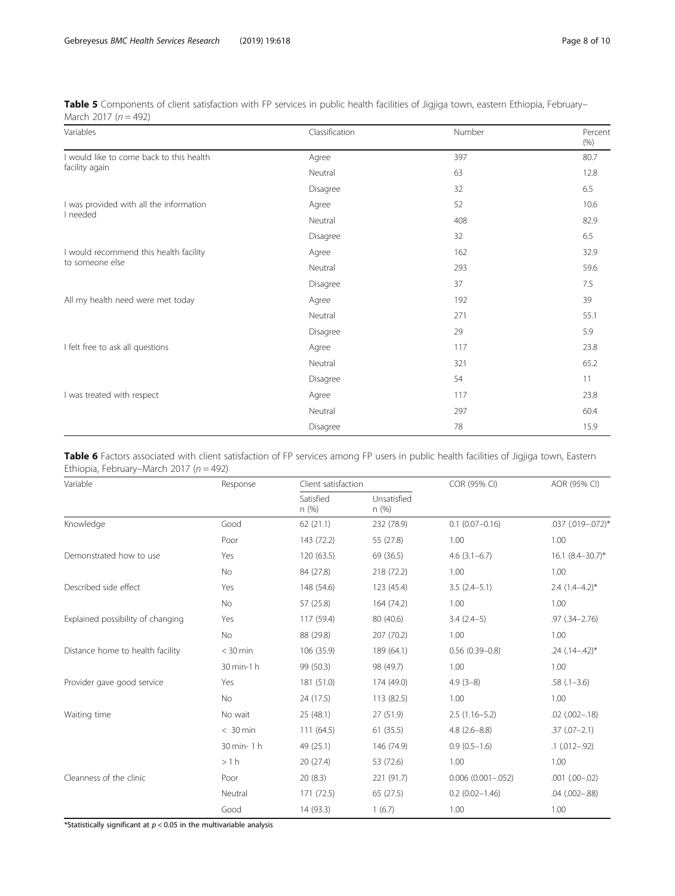**Table 5** Components of client satisfaction with FP services in public health facilities of Jigjiga town, eastern Ethiopia, February–March 2017 ($n = 492$)

| Variables | Classification | Number | Percent (%) |
|---|---|---|---|
| I would like to come back to this health facility again | Agree | 397 | 80.7 |
| | Neutral | 63 | 12.8 |
| | Disagree | 32 | 6.5 |
| I was provided with all the information I needed | Agree | 52 | 10.6 |
| | Neutral | 408 | 82.9 |
| | Disagree | 32 | 6.5 |
| I would recommend this health facility to someone else | Agree | 162 | 32.9 |
| | Neutral | 293 | 59.6 |
| | Disagree | 37 | 7.5 |
| All my health need were met today | Agree | 192 | 39 |
| | Neutral | 271 | 55.1 |
| | Disagree | 29 | 5.9 |
| I felt free to ask all questions | Agree | 117 | 23.8 |
| | Neutral | 321 | 65.2 |
| | Disagree | 54 | 11 |
| I was treated with respect | Agree | 117 | 23.8 |
| | Neutral | 297 | 60.4 |
| | Disagree | 78 | 15.9 |

**Table 6** Factors associated with client satisfaction of FP services among FP users in public health facilities of Jigjiga town, Eastern Ethiopia, February–March 2017 ($n = 492$)

| Variable | Response | Client satisfaction | | COR (95% CI) | AOR (95% CI) |
|---|---|---|---|---|---|
| | | Satisfied n (%) | Unsatisfied n (%) | | |
| Knowledge | Good | 62 (21.1) | 232 (78.9) | 0.1 (0.07–0.16) | .037 (.019–.072)* |
| | Poor | 143 (72.2) | 55 (27.8) | 1.00 | 1.00 |
| Demonstrated how to use | Yes | 120 (63.5) | 69 (36.5) | 4.6 (3.1–6.7) | 16.1 (8.4–30.7)* |
| | No | 84 (27.8) | 218 (72.2) | 1.00 | 1.00 |
| Described side effect | Yes | 148 (54.6) | 123 (45.4) | 3.5 (2.4–5.1) | 2.4 (1.4–4.2)* |
| | No | 57 (25.8) | 164 (74.2) | 1.00 | 1.00 |
| Explained possibility of changing | Yes | 117 (59.4) | 80 (40.6) | 3.4 (2.4–5) | .97 (.34–2.76) |
| | No | 88 (29.8) | 207 (70.2) | 1.00 | 1.00 |
| Distance home to health facility | < 30 min | 106 (35.9) | 189 (64.1) | 0.56 (0.39–0.8) | .24 (.14–.42)* |
| | 30 min-1 h | 99 (50.3) | 98 (49.7) | 1.00 | 1.00 |
| Provider gave good service | Yes | 181 (51.0) | 174 (49.0) | 4.9 (3–8) | .58 (.1–3.6) |
| | No | 24 (17.5) | 113 (82.5) | 1.00 | 1.00 |
| Waiting time | No wait | 25 (48.1) | 27 (51.9) | 2.5 (1.16–5.2) | .02 (.002–.18) |
| | < 30 min | 111 (64.5) | 61 (35.5) | 4.8 (2.6–8.8) | .37 (.07–2.1) |
| | 30 min- 1 h | 49 (25.1) | 146 (74.9) | 0.9 (0.5–1.6) | .1 (.012–.92) |
| | > 1 h | 20 (27.4) | 53 (72.6) | 1.00 | 1.00 |
| Cleanness of the clinic | Poor | 20 (8.3) | 221 (91.7) | 0.006 (0.001–.052) | .001 (.00–.02) |
| | Neutral | 171 (72.5) | 65 (27.5) | 0.2 (0.02–1.46) | .04 (.002–.88) |
| | Good | 14 (93.3) | 1 (6.7) | 1.00 | 1.00 |

*Statistically significant at $p < 0.05$ in the multivariable analysis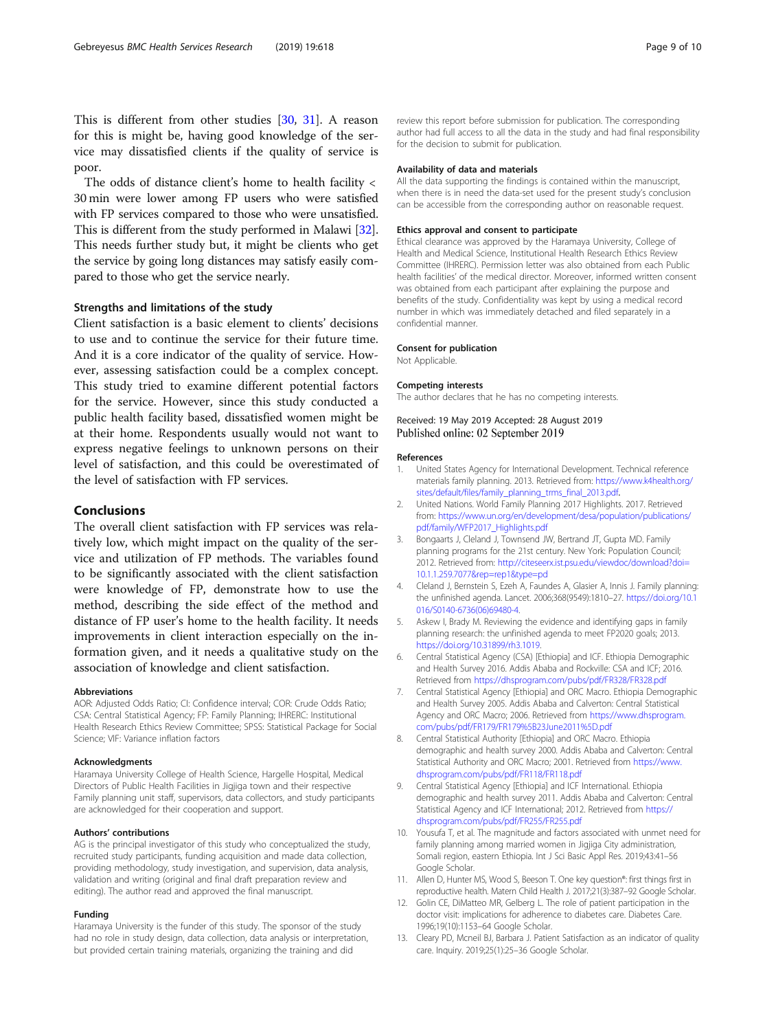This is different from other studies [30, 31]. A reason for this is might be, having good knowledge of the service may dissatisfied clients if the quality of service is poor.

The odds of distance client's home to health facility < 30 min were lower among FP users who were satisfied with FP services compared to those who were unsatisfied. This is different from the study performed in Malawi [32]. This needs further study but, it might be clients who get the service by going long distances may satisfy easily compared to those who get the service nearly.

### Strengths and limitations of the study

Client satisfaction is a basic element to clients' decisions to use and to continue the service for their future time. And it is a core indicator of the quality of service. However, assessing satisfaction could be a complex concept. This study tried to examine different potential factors for the service. However, since this study conducted a public health facility based, dissatisfied women might be at their home. Respondents usually would not want to express negative feelings to unknown persons on their level of satisfaction, and this could be overestimated of the level of satisfaction with FP services.

## Conclusions

The overall client satisfaction with FP services was relatively low, which might impact on the quality of the service and utilization of FP methods. The variables found to be significantly associated with the client satisfaction were knowledge of FP, demonstrate how to use the method, describing the side effect of the method and distance of FP user's home to the health facility. It needs improvements in client interaction especially on the information given, and it needs a qualitative study on the association of knowledge and client satisfaction.

#### Abbreviations

AOR: Adjusted Odds Ratio; CI: Confidence interval; COR: Crude Odds Ratio; CSA: Central Statistical Agency; FP: Family Planning; IHRERC: Institutional Health Research Ethics Review Committee; SPSS: Statistical Package for Social Science; VIF: Variance inflation factors

#### Acknowledgments

Haramaya University College of Health Science, Hargelle Hospital, Medical Directors of Public Health Facilities in Jigjiga town and their respective Family planning unit staff, supervisors, data collectors, and study participants are acknowledged for their cooperation and support.

#### Authors' contributions

AG is the principal investigator of this study who conceptualized the study, recruited study participants, funding acquisition and made data collection, providing methodology, study investigation, and supervision, data analysis, validation and writing (original and final draft preparation review and editing). The author read and approved the final manuscript.

#### Funding

Haramaya University is the funder of this study. The sponsor of the study had no role in study design, data collection, data analysis or interpretation, but provided certain training materials, organizing the training and did review this report before submission for publication. The corresponding author had full access to all the data in the study and had final responsibility for the decision to submit for publication.

#### Availability of data and materials

All the data supporting the findings is contained within the manuscript, when there is in need the data-set used for the present study's conclusion can be accessible from the corresponding author on reasonable request.

#### Ethics approval and consent to participate

Ethical clearance was approved by the Haramaya University, College of Health and Medical Science, Institutional Health Research Ethics Review Committee (IHRERC). Permission letter was also obtained from each Public health facilities' of the medical director. Moreover, informed written consent was obtained from each participant after explaining the purpose and benefits of the study. Confidentiality was kept by using a medical record number in which was immediately detached and filed separately in a confidential manner.

#### Consent for publication

Not Applicable.

#### Competing interests

The author declares that he has no competing interests.

Received: 19 May 2019 Accepted: 28 August 2019
Published online: 02 September 2019

#### References

1. United States Agency for International Development. Technical reference materials family planning. 2013. Retrieved from: https://www.k4health.org/sites/default/files/family_planning_trms_final_2013.pdf.
2. United Nations. World Family Planning 2017 Highlights. 2017. Retrieved from: https://www.un.org/en/development/desa/population/publications/pdf/family/WFP2017_Highlights.pdf
3. Bongaarts J, Cleland J, Townsend JW, Bertrand JT, Gupta MD. Family planning programs for the 21st century. New York: Population Council; 2012. Retrieved from: http://citeseerx.ist.psu.edu/viewdoc/download?doi=10.1.1.259.7077&rep=rep1&type=pd
4. Cleland J, Bernstein S, Ezeh A, Faundes A, Glasier A, Innis J. Family planning: the unfinished agenda. Lancet. 2006;368(9549):1810–27. https://doi.org/10.1016/S0140-6736(06)69480-4.
5. Askew I, Brady M. Reviewing the evidence and identifying gaps in family planning research: the unfinished agenda to meet FP2020 goals; 2013. https://doi.org/10.31899/rh3.1019.
6. Central Statistical Agency (CSA) [Ethiopia] and ICF. Ethiopia Demographic and Health Survey 2016. Addis Ababa and Rockville: CSA and ICF; 2016. Retrieved from https://dhsprogram.com/pubs/pdf/FR328/FR328.pdf
7. Central Statistical Agency [Ethiopia] and ORC Macro. Ethiopia Demographic and Health Survey 2005. Addis Ababa and Calverton: Central Statistical Agency and ORC Macro; 2006. Retrieved from https://www.dhsprogram.com/pubs/pdf/FR179/FR179%5B23June2011%5D.pdf
8. Central Statistical Authority [Ethiopia] and ORC Macro. Ethiopia demographic and health survey 2000. Addis Ababa and Calverton: Central Statistical Authority and ORC Macro; 2001. Retrieved from https://www.dhsprogram.com/pubs/pdf/FR118/FR118.pdf
9. Central Statistical Agency [Ethiopia] and ICF International. Ethiopia demographic and health survey 2011. Addis Ababa and Calverton: Central Statistical Agency and ICF International; 2012. Retrieved from https://dhsprogram.com/pubs/pdf/FR255/FR255.pdf
10. Yousufa T, et al. The magnitude and factors associated with unmet need for family planning among married women in Jigjiga City administration, Somali region, eastern Ethiopia. Int J Sci Basic Appl Res. 2019;43:41–56 Google Scholar.
11. Allen D, Hunter MS, Wood S, Beeson T. One key question®: first things first in reproductive health. Matern Child Health J. 2017;21(3):387–92 Google Scholar.
12. Golin CE, DiMatteo MR, Gelberg L. The role of patient participation in the doctor visit: implications for adherence to diabetes care. Diabetes Care. 1996;19(10):1153–64 Google Scholar.
13. Cleary PD, Mcneil BJ, Barbara J. Patient Satisfaction as an indicator of quality care. Inquiry. 2019;25(1):25–36 Google Scholar.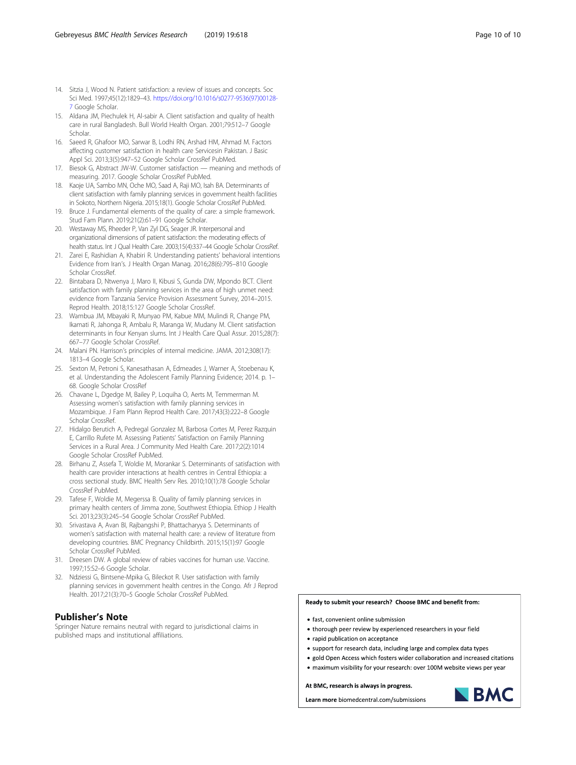14. Sitzia J, Wood N. Patient satisfaction: a review of issues and concepts. Soc Sci Med. 1997;45(12):1829–43. https://doi.org/10.1016/s0277-9536(97)00128-7 Google Scholar.
15. Aldana JM, Piechulek H, Al-sabir A. Client satisfaction and quality of health care in rural Bangladesh. Bull World Health Organ. 2001;79:512–7 Google Scholar.
16. Saeed R, Ghafoor MO, Sarwar B, Lodhi RN, Arshad HM, Ahmad M. Factors affecting customer satisfaction in health care Servicesin Pakistan. J Basic Appl Sci. 2013;3(5):947–52 Google Scholar CrossRef PubMed.
17. Biesok G, Abstract JW-W. Customer satisfaction — meaning and methods of measuring. 2017. Google Scholar CrossRef PubMed.
18. Kaoje UA, Sambo MN, Oche MO, Saad A, Raji MO, Isah BA. Determinants of client satisfaction with family planning services in government health facilities in Sokoto, Northern Nigeria. 2015;18(1). Google Scholar CrossRef PubMed.
19. Bruce J. Fundamental elements of the quality of care: a simple framework. Stud Fam Plann. 2019;21(2):61–91 Google Scholar.
20. Westaway MS, Rheeder P, Van Zyl DG, Seager JR. Interpersonal and organizational dimensions of patient satisfaction: the moderating effects of health status. Int J Qual Health Care. 2003;15(4):337–44 Google Scholar CrossRef.
21. Zarei E, Rashidian A, Khabiri R. Understanding patients' behavioral intentions Evidence from Iran's. J Health Organ Manag. 2016;28(6):795–810 Google Scholar CrossRef.
22. Bintabara D, Ntwenya J, Maro II, Kibusi S, Gunda DW, Mpondo BCT. Client satisfaction with family planning services in the area of high unmet need: evidence from Tanzania Service Provision Assessment Survey, 2014–2015. Reprod Health. 2018;15:127 Google Scholar CrossRef.
23. Wambua JM, Mbayaki R, Munyao PM, Kabue MM, Mulindi R, Change PM, Ikamati R, Jahonga R, Ambalu R, Maranga W, Mudany M. Client satisfaction determinants in four Kenyan slums. Int J Health Care Qual Assur. 2015;28(7):667–77 Google Scholar CrossRef.
24. Malani PN. Harrison's principles of internal medicine. JAMA. 2012;308(17):1813–4 Google Scholar.
25. Sexton M, Petroni S, Kanesathasan A, Edmeades J, Warner A, Stoebenau K, et al. Understanding the Adolescent Family Planning Evidence; 2014. p. 1–68. Google Scholar CrossRef
26. Chavane L, Dgedge M, Bailey P, Loquiha O, Aerts M, Temmerman M. Assessing women's satisfaction with family planning services in Mozambique. J Fam Plann Reprod Health Care. 2017;43(3):222–8 Google Scholar CrossRef.
27. Hidalgo Berutich A, Pedregal Gonzalez M, Barbosa Cortes M, Perez Razquin E, Carrillo Rufete M. Assessing Patients' Satisfaction on Family Planning Services in a Rural Area. J Community Med Health Care. 2017;2(2):1014 Google Scholar CrossRef PubMed.
28. Birhanu Z, Assefa T, Woldie M, Morankar S. Determinants of satisfaction with health care provider interactions at health centres in Central Ethiopia: a cross sectional study. BMC Health Serv Res. 2010;10(1):78 Google Scholar CrossRef PubMed.
29. Tafese F, Woldie M, Megerssa B. Quality of family planning services in primary health centers of Jimma zone, Southwest Ethiopia. Ethiop J Health Sci. 2013;23(3):245–54 Google Scholar CrossRef PubMed.
30. Srivastava A, Avan BI, Rajbangshi P, Bhattacharyya S. Determinants of women's satisfaction with maternal health care: a review of literature from developing countries. BMC Pregnancy Childbirth. 2015;15(1):97 Google Scholar CrossRef PubMed.
31. Dreesen DW. A global review of rabies vaccines for human use. Vaccine. 1997;15:S2–6 Google Scholar.
32. Ndziessi G, Bintsene-Mpika G, Bileckot R. User satisfaction with family planning services in government health centres in the Congo. Afr J Reprod Health. 2017;21(3):70–5 Google Scholar CrossRef PubMed.

## Publisher's Note

Springer Nature remains neutral with regard to jurisdictional claims in published maps and institutional affiliations.

**Ready to submit your research? Choose BMC and benefit from:**

- fast, convenient online submission
- thorough peer review by experienced researchers in your field
- rapid publication on acceptance
- support for research data, including large and complex data types
- gold Open Access which fosters wider collaboration and increased citations
- maximum visibility for your research: over 100M website views per year

**At BMC, research is always in progress.**

**Learn more** biomedcentral.com/submissions

BMC